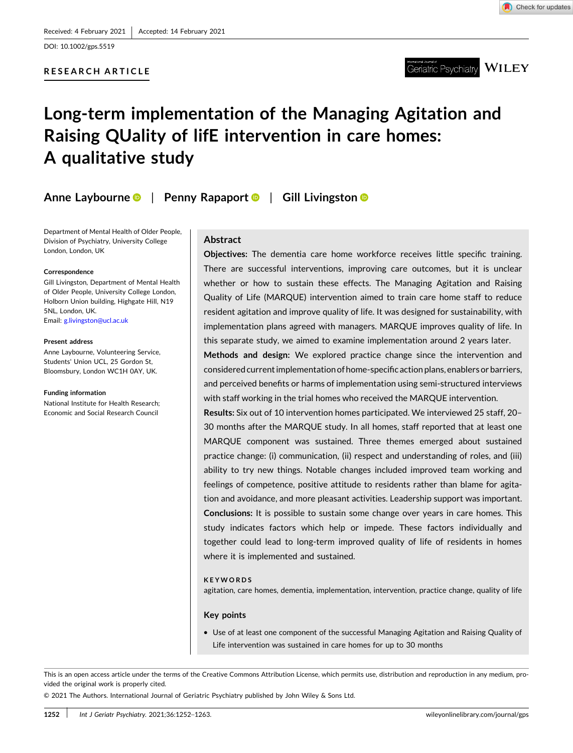Received: 4 February 2021 | Accepted: 14 February 2021

DOI: 10.1002/gps.5519

RESEARCH ARTICLE

# Long-term implementation of the Managing Agitation and Raising QUality of lifE intervention in care homes: A qualitative study

**Anne Laybourne** | **Penny Rapaport** | **Gill Livingston**

Department of Mental Health of Older People, Division of Psychiatry, University College London, London, UK

**Correspondence**
Gill Livingston, Department of Mental Health of Older People, University College London, Holborn Union building, Highgate Hill, N19 5NL, London, UK.
Email: g.livingston@ucl.ac.uk

**Present address**
Anne Laybourne, Volunteering Service, Students' Union UCL, 25 Gordon St, Bloomsbury, London WC1H 0AY, UK.

**Funding information**
National Institute for Health Research; Economic and Social Research Council

## Abstract

**Objectives:** The dementia care home workforce receives little specific training. There are successful interventions, improving care outcomes, but it is unclear whether or how to sustain these effects. The Managing Agitation and Raising Quality of Life (MARQUE) intervention aimed to train care home staff to reduce resident agitation and improve quality of life. It was designed for sustainability, with implementation plans agreed with managers. MARQUE improves quality of life. In this separate study, we aimed to examine implementation around 2 years later.

**Methods and design:** We explored practice change since the intervention and considered current implementation of home-specific action plans, enablers or barriers, and perceived benefits or harms of implementation using semi-structured interviews with staff working in the trial homes who received the MARQUE intervention.

**Results:** Six out of 10 intervention homes participated. We interviewed 25 staff, 20–30 months after the MARQUE study. In all homes, staff reported that at least one MARQUE component was sustained. Three themes emerged about sustained practice change: (i) communication, (ii) respect and understanding of roles, and (iii) ability to try new things. Notable changes included improved team working and feelings of competence, positive attitude to residents rather than blame for agitation and avoidance, and more pleasant activities. Leadership support was important.

**Conclusions:** It is possible to sustain some change over years in care homes. This study indicates factors which help or impede. These factors individually and together could lead to long-term improved quality of life of residents in homes where it is implemented and sustained.

**KEYWORDS**
agitation, care homes, dementia, implementation, intervention, practice change, quality of life

### Key points

- Use of at least one component of the successful Managing Agitation and Raising Quality of Life intervention was sustained in care homes for up to 30 months

This is an open access article under the terms of the Creative Commons Attribution License, which permits use, distribution and reproduction in any medium, provided the original work is properly cited.

© 2021 The Authors. International Journal of Geriatric Psychiatry published by John Wiley & Sons Ltd.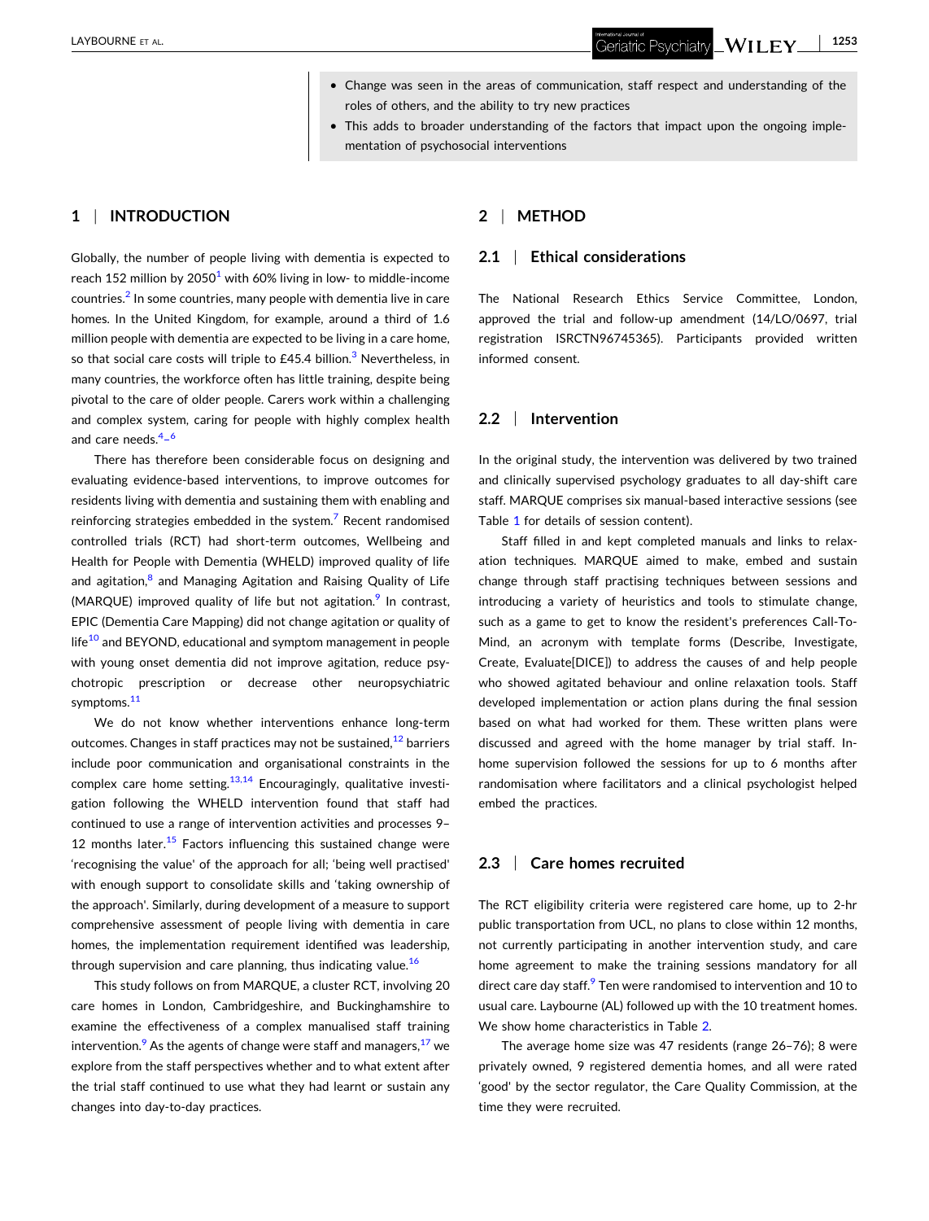- Change was seen in the areas of communication, staff respect and understanding of the roles of others, and the ability to try new practices
- This adds to broader understanding of the factors that impact upon the ongoing implementation of psychosocial interventions

## 1 | INTRODUCTION

Globally, the number of people living with dementia is expected to reach 152 million by 2050[1] with 60% living in low- to middle-income countries.[2] In some countries, many people with dementia live in care homes. In the United Kingdom, for example, around a third of 1.6 million people with dementia are expected to be living in a care home, so that social care costs will triple to £45.4 billion.[3] Nevertheless, in many countries, the workforce often has little training, despite being pivotal to the care of older people. Carers work within a challenging and complex system, caring for people with highly complex health and care needs.[4–6]

There has therefore been considerable focus on designing and evaluating evidence-based interventions, to improve outcomes for residents living with dementia and sustaining them with enabling and reinforcing strategies embedded in the system.[7] Recent randomised controlled trials (RCT) had short-term outcomes, Wellbeing and Health for People with Dementia (WHELD) improved quality of life and agitation,[8] and Managing Agitation and Raising Quality of Life (MARQUE) improved quality of life but not agitation.[9] In contrast, EPIC (Dementia Care Mapping) did not change agitation or quality of life[10] and BEYOND, educational and symptom management in people with young onset dementia did not improve agitation, reduce psychotropic prescription or decrease other neuropsychiatric symptoms.[11]

We do not know whether interventions enhance long-term outcomes. Changes in staff practices may not be sustained,[12] barriers include poor communication and organisational constraints in the complex care home setting.[13,14] Encouragingly, qualitative investigation following the WHELD intervention found that staff had continued to use a range of intervention activities and processes 9–12 months later.[15] Factors influencing this sustained change were 'recognising the value' of the approach for all; 'being well practised' with enough support to consolidate skills and 'taking ownership of the approach'. Similarly, during development of a measure to support comprehensive assessment of people living with dementia in care homes, the implementation requirement identified was leadership, through supervision and care planning, thus indicating value.[16]

This study follows on from MARQUE, a cluster RCT, involving 20 care homes in London, Cambridgeshire, and Buckinghamshire to examine the effectiveness of a complex manualised staff training intervention.[9] As the agents of change were staff and managers,[17] we explore from the staff perspectives whether and to what extent after the trial staff continued to use what they had learnt or sustain any changes into day-to-day practices.

## 2 | METHOD

### 2.1 | Ethical considerations

The National Research Ethics Service Committee, London, approved the trial and follow-up amendment (14/LO/0697, trial registration ISRCTN96745365). Participants provided written informed consent.

### 2.2 | Intervention

In the original study, the intervention was delivered by two trained and clinically supervised psychology graduates to all day-shift care staff. MARQUE comprises six manual-based interactive sessions (see Table 1 for details of session content).

Staff filled in and kept completed manuals and links to relaxation techniques. MARQUE aimed to make, embed and sustain change through staff practising techniques between sessions and introducing a variety of heuristics and tools to stimulate change, such as a game to get to know the resident's preferences Call-To-Mind, an acronym with template forms (Describe, Investigate, Create, Evaluate[DICE]) to address the causes of and help people who showed agitated behaviour and online relaxation tools. Staff developed implementation or action plans during the final session based on what had worked for them. These written plans were discussed and agreed with the home manager by trial staff. In-home supervision followed the sessions for up to 6 months after randomisation where facilitators and a clinical psychologist helped embed the practices.

### 2.3 | Care homes recruited

The RCT eligibility criteria were registered care home, up to 2-hr public transportation from UCL, no plans to close within 12 months, not currently participating in another intervention study, and care home agreement to make the training sessions mandatory for all direct care day staff.[9] Ten were randomised to intervention and 10 to usual care. Laybourne (AL) followed up with the 10 treatment homes. We show home characteristics in Table 2.

The average home size was 47 residents (range 26–76); 8 were privately owned, 9 registered dementia homes, and all were rated 'good' by the sector regulator, the Care Quality Commission, at the time they were recruited.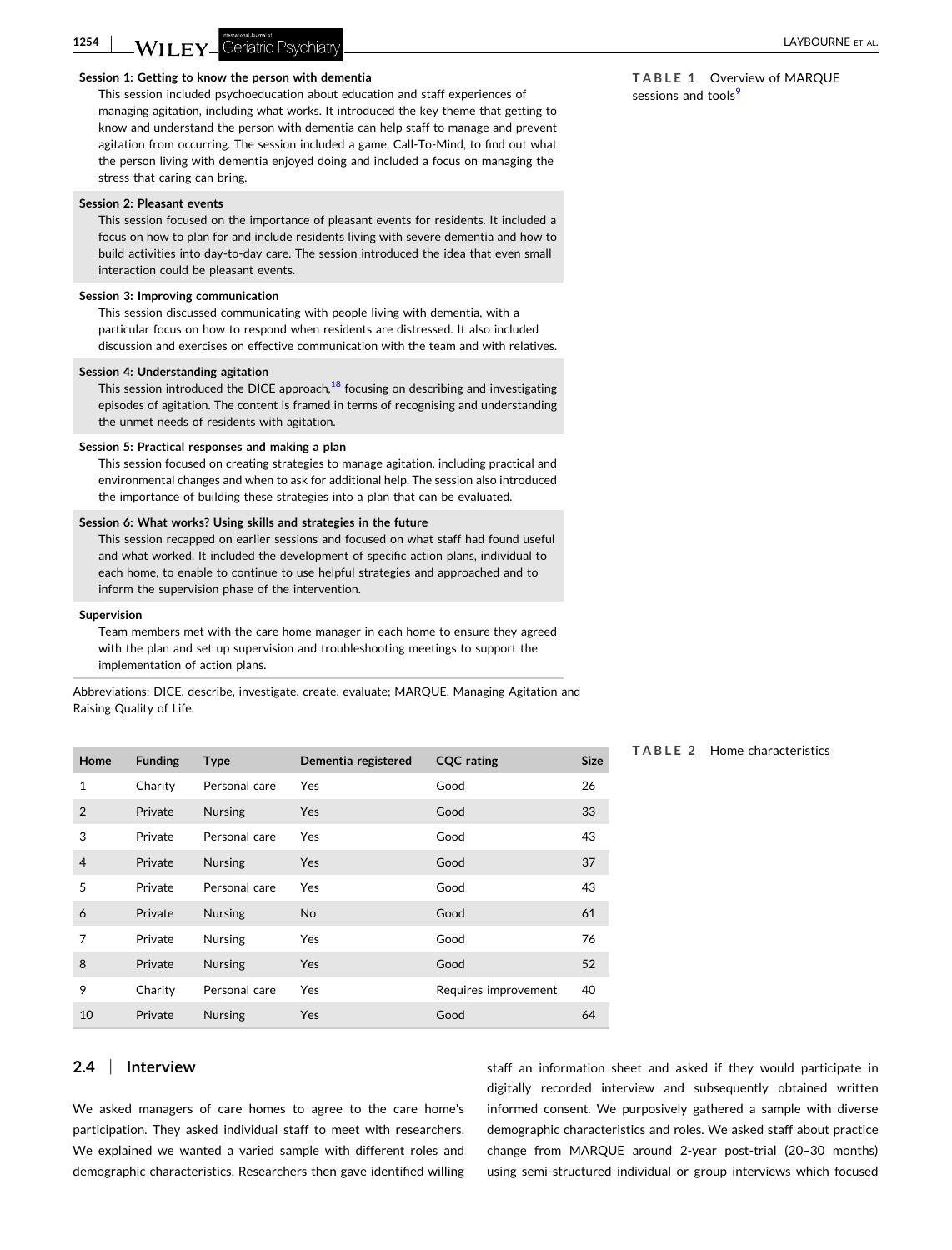**TABLE 1** Overview of MARQUE sessions and tools[9]

**Session 1: Getting to know the person with dementia**

This session included psychoeducation about education and staff experiences of managing agitation, including what works. It introduced the key theme that getting to know and understand the person with dementia can help staff to manage and prevent agitation from occurring. The session included a game, Call-To-Mind, to find out what the person living with dementia enjoyed doing and included a focus on managing the stress that caring can bring.

**Session 2: Pleasant events**

This session focused on the importance of pleasant events for residents. It included a focus on how to plan for and include residents living with severe dementia and how to build activities into day-to-day care. The session introduced the idea that even small interaction could be pleasant events.

**Session 3: Improving communication**

This session discussed communicating with people living with dementia, with a particular focus on how to respond when residents are distressed. It also included discussion and exercises on effective communication with the team and with relatives.

**Session 4: Understanding agitation**

This session introduced the DICE approach,[18] focusing on describing and investigating episodes of agitation. The content is framed in terms of recognising and understanding the unmet needs of residents with agitation.

**Session 5: Practical responses and making a plan**

This session focused on creating strategies to manage agitation, including practical and environmental changes and when to ask for additional help. The session also introduced the importance of building these strategies into a plan that can be evaluated.

**Session 6: What works? Using skills and strategies in the future**

This session recapped on earlier sessions and focused on what staff had found useful and what worked. It included the development of specific action plans, individual to each home, to enable to continue to use helpful strategies and approached and to inform the supervision phase of the intervention.

**Supervision**

Team members met with the care home manager in each home to ensure they agreed with the plan and set up supervision and troubleshooting meetings to support the implementation of action plans.

Abbreviations: DICE, describe, investigate, create, evaluate; MARQUE, Managing Agitation and Raising Quality of Life.

**TABLE 2** Home characteristics

| Home | Funding | Type | Dementia registered | CQC rating | Size |
|---|---|---|---|---|---|
| 1 | Charity | Personal care | Yes | Good | 26 |
| 2 | Private | Nursing | Yes | Good | 33 |
| 3 | Private | Personal care | Yes | Good | 43 |
| 4 | Private | Nursing | Yes | Good | 37 |
| 5 | Private | Personal care | Yes | Good | 43 |
| 6 | Private | Nursing | No | Good | 61 |
| 7 | Private | Nursing | Yes | Good | 76 |
| 8 | Private | Nursing | Yes | Good | 52 |
| 9 | Charity | Personal care | Yes | Requires improvement | 40 |
| 10 | Private | Nursing | Yes | Good | 64 |

## 2.4 | Interview

We asked managers of care homes to agree to the care home's participation. They asked individual staff to meet with researchers. We explained we wanted a varied sample with different roles and demographic characteristics. Researchers then gave identified willing staff an information sheet and asked if they would participate in digitally recorded interview and subsequently obtained written informed consent. We purposively gathered a sample with diverse demographic characteristics and roles. We asked staff about practice change from MARQUE around 2-year post-trial (20–30 months) using semi-structured individual or group interviews which focused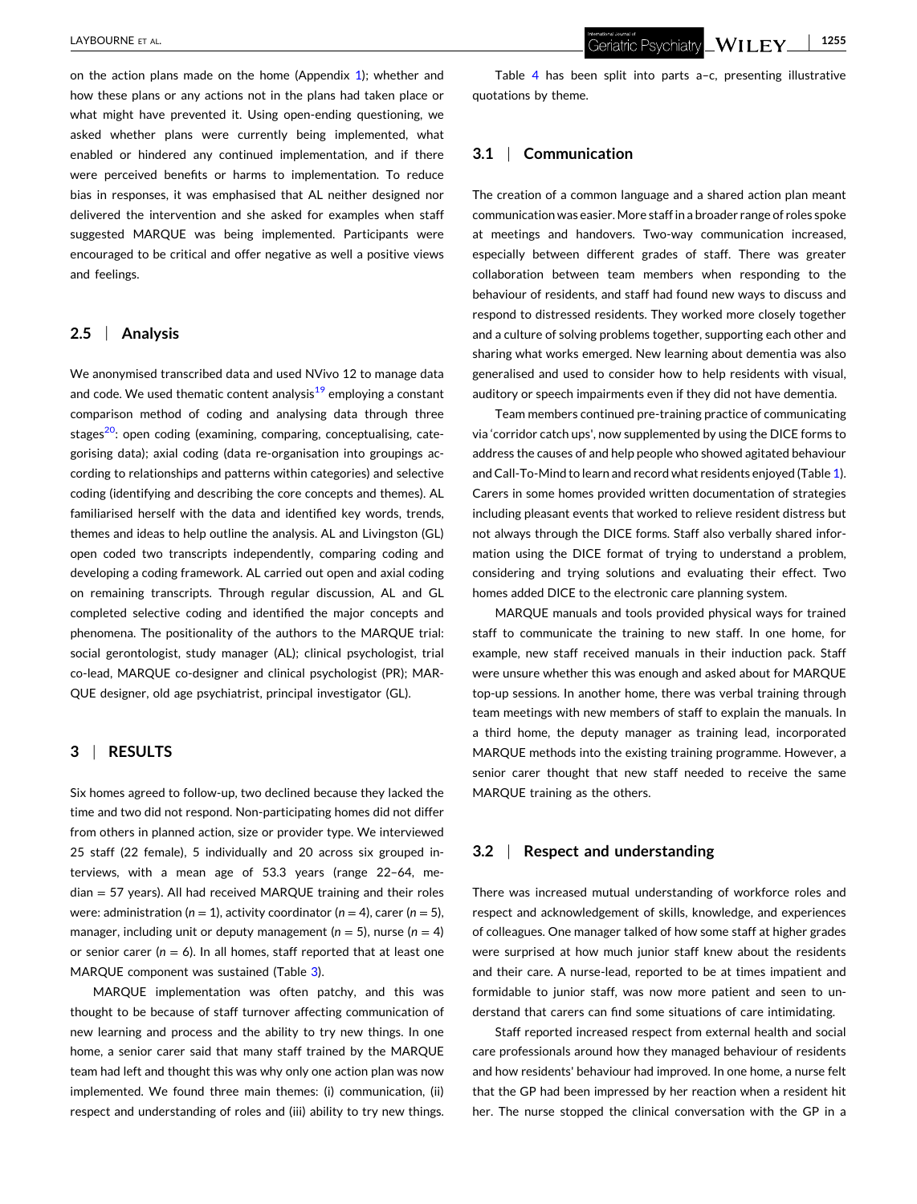on the action plans made on the home (Appendix 1); whether and how these plans or any actions not in the plans had taken place or what might have prevented it. Using open-ending questioning, we asked whether plans were currently being implemented, what enabled or hindered any continued implementation, and if there were perceived benefits or harms to implementation. To reduce bias in responses, it was emphasised that AL neither designed nor delivered the intervention and she asked for examples when staff suggested MARQUE was being implemented. Participants were encouraged to be critical and offer negative as well a positive views and feelings.

### 2.5 | Analysis

We anonymised transcribed data and used NVivo 12 to manage data and code. We used thematic content analysis[19] employing a constant comparison method of coding and analysing data through three stages[20]: open coding (examining, comparing, conceptualising, categorising data); axial coding (data re-organisation into groupings according to relationships and patterns within categories) and selective coding (identifying and describing the core concepts and themes). AL familiarised herself with the data and identified key words, trends, themes and ideas to help outline the analysis. AL and Livingston (GL) open coded two transcripts independently, comparing coding and developing a coding framework. AL carried out open and axial coding on remaining transcripts. Through regular discussion, AL and GL completed selective coding and identified the major concepts and phenomena. The positionality of the authors to the MARQUE trial: social gerontologist, study manager (AL); clinical psychologist, trial co-lead, MARQUE co-designer and clinical psychologist (PR); MARQUE designer, old age psychiatrist, principal investigator (GL).

## 3 | RESULTS

Six homes agreed to follow-up, two declined because they lacked the time and two did not respond. Non-participating homes did not differ from others in planned action, size or provider type. We interviewed 25 staff (22 female), 5 individually and 20 across six grouped interviews, with a mean age of 53.3 years (range 22–64, median = 57 years). All had received MARQUE training and their roles were: administration ($n = 1$), activity coordinator ($n = 4$), carer ($n = 5$), manager, including unit or deputy management ($n = 5$), nurse ($n = 4$) or senior carer ($n = 6$). In all homes, staff reported that at least one MARQUE component was sustained (Table 3).

MARQUE implementation was often patchy, and this was thought to be because of staff turnover affecting communication of new learning and process and the ability to try new things. In one home, a senior carer said that many staff trained by the MARQUE team had left and thought this was why only one action plan was now implemented. We found three main themes: (i) communication, (ii) respect and understanding of roles and (iii) ability to try new things.

Table 4 has been split into parts a–c, presenting illustrative quotations by theme.

### 3.1 | Communication

The creation of a common language and a shared action plan meant communication was easier. More staff in a broader range of roles spoke at meetings and handovers. Two-way communication increased, especially between different grades of staff. There was greater collaboration between team members when responding to the behaviour of residents, and staff had found new ways to discuss and respond to distressed residents. They worked more closely together and a culture of solving problems together, supporting each other and sharing what works emerged. New learning about dementia was also generalised and used to consider how to help residents with visual, auditory or speech impairments even if they did not have dementia.

Team members continued pre-training practice of communicating via 'corridor catch ups', now supplemented by using the DICE forms to address the causes of and help people who showed agitated behaviour and Call-To-Mind to learn and record what residents enjoyed (Table 1). Carers in some homes provided written documentation of strategies including pleasant events that worked to relieve resident distress but not always through the DICE forms. Staff also verbally shared information using the DICE format of trying to understand a problem, considering and trying solutions and evaluating their effect. Two homes added DICE to the electronic care planning system.

MARQUE manuals and tools provided physical ways for trained staff to communicate the training to new staff. In one home, for example, new staff received manuals in their induction pack. Staff were unsure whether this was enough and asked about for MARQUE top-up sessions. In another home, there was verbal training through team meetings with new members of staff to explain the manuals. In a third home, the deputy manager as training lead, incorporated MARQUE methods into the existing training programme. However, a senior carer thought that new staff needed to receive the same MARQUE training as the others.

### 3.2 | Respect and understanding

There was increased mutual understanding of workforce roles and respect and acknowledgement of skills, knowledge, and experiences of colleagues. One manager talked of how some staff at higher grades were surprised at how much junior staff knew about the residents and their care. A nurse-lead, reported to be at times impatient and formidable to junior staff, was now more patient and seen to understand that carers can find some situations of care intimidating.

Staff reported increased respect from external health and social care professionals around how they managed behaviour of residents and how residents' behaviour had improved. In one home, a nurse felt that the GP had been impressed by her reaction when a resident hit her. The nurse stopped the clinical conversation with the GP in a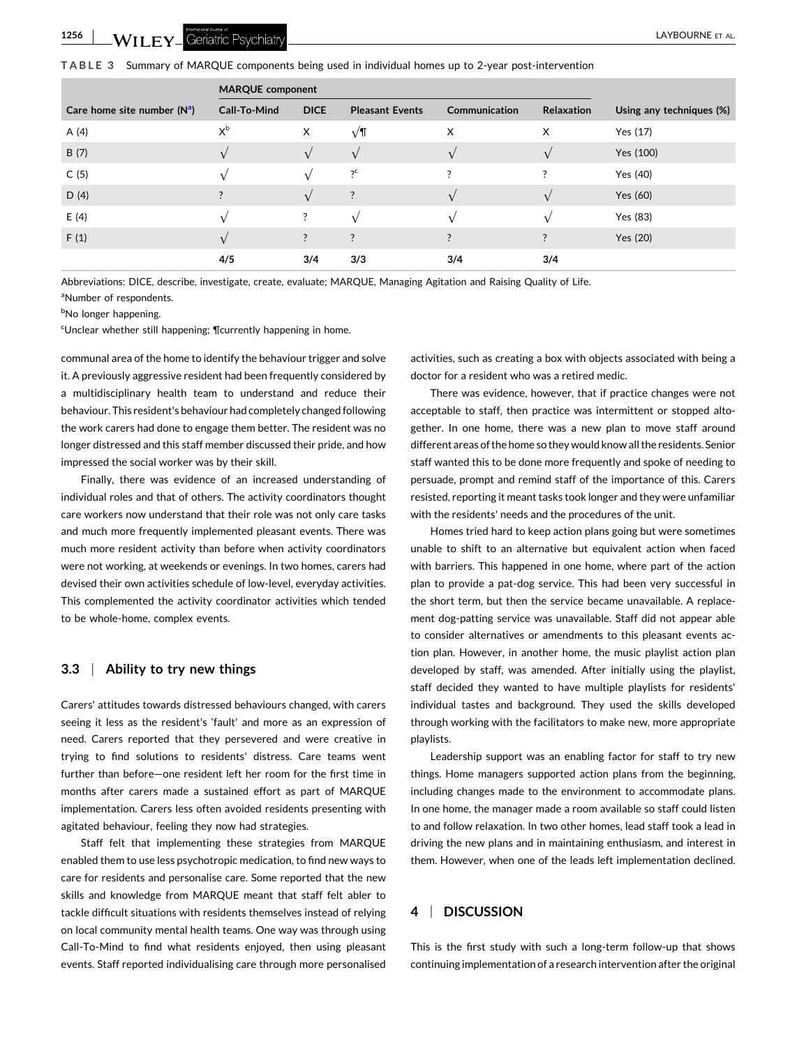**TABLE 3** Summary of MARQUE components being used in individual homes up to 2-year post-intervention

| | MARQUE component | | | | | |
|---|---|---|---|---|---|---|
| Care home site number (N[a]) | Call-To-Mind | DICE | Pleasant Events | Communication | Relaxation | Using any techniques (%) |
| A (4) | X[b] | X | √¶ | X | X | Yes (17) |
| B (7) | √ | √ | √ | √ | √ | Yes (100) |
| C (5) | √ | √ | ?[c] | ? | ? | Yes (40) |
| D (4) | ? | √ | ? | √ | √ | Yes (60) |
| E (4) | √ | ? | √ | √ | √ | Yes (83) |
| F (1) | √ | ? | ? | ? | ? | Yes (20) |
| | **4/5** | **3/4** | **3/3** | **3/4** | **3/4** | |

Abbreviations: DICE, describe, investigate, create, evaluate; MARQUE, Managing Agitation and Raising Quality of Life.

[a]Number of respondents.

[b]No longer happening.

[c]Unclear whether still happening; ¶currently happening in home.

communal area of the home to identify the behaviour trigger and solve it. A previously aggressive resident had been frequently considered by a multidisciplinary health team to understand and reduce their behaviour. This resident's behaviour had completely changed following the work carers had done to engage them better. The resident was no longer distressed and this staff member discussed their pride, and how impressed the social worker was by their skill.

Finally, there was evidence of an increased understanding of individual roles and that of others. The activity coordinators thought care workers now understand that their role was not only care tasks and much more frequently implemented pleasant events. There was much more resident activity than before when activity coordinators were not working, at weekends or evenings. In two homes, carers had devised their own activities schedule of low-level, everyday activities. This complemented the activity coordinator activities which tended to be whole-home, complex events.

### 3.3 | Ability to try new things

Carers' attitudes towards distressed behaviours changed, with carers seeing it less as the resident's 'fault' and more as an expression of need. Carers reported that they persevered and were creative in trying to find solutions to residents' distress. Care teams went further than before—one resident left her room for the first time in months after carers made a sustained effort as part of MARQUE implementation. Carers less often avoided residents presenting with agitated behaviour, feeling they now had strategies.

Staff felt that implementing these strategies from MARQUE enabled them to use less psychotropic medication, to find new ways to care for residents and personalise care. Some reported that the new skills and knowledge from MARQUE meant that staff felt abler to tackle difficult situations with residents themselves instead of relying on local community mental health teams. One way was through using Call-To-Mind to find what residents enjoyed, then using pleasant events. Staff reported individualising care through more personalised activities, such as creating a box with objects associated with being a doctor for a resident who was a retired medic.

There was evidence, however, that if practice changes were not acceptable to staff, then practice was intermittent or stopped altogether. In one home, there was a new plan to move staff around different areas of the home so they would know all the residents. Senior staff wanted this to be done more frequently and spoke of needing to persuade, prompt and remind staff of the importance of this. Carers resisted, reporting it meant tasks took longer and they were unfamiliar with the residents' needs and the procedures of the unit.

Homes tried hard to keep action plans going but were sometimes unable to shift to an alternative but equivalent action when faced with barriers. This happened in one home, where part of the action plan to provide a pat-dog service. This had been very successful in the short term, but then the service became unavailable. A replacement dog-patting service was unavailable. Staff did not appear able to consider alternatives or amendments to this pleasant events action plan. However, in another home, the music playlist action plan developed by staff, was amended. After initially using the playlist, staff decided they wanted to have multiple playlists for residents' individual tastes and background. They used the skills developed through working with the facilitators to make new, more appropriate playlists.

Leadership support was an enabling factor for staff to try new things. Home managers supported action plans from the beginning, including changes made to the environment to accommodate plans. In one home, the manager made a room available so staff could listen to and follow relaxation. In two other homes, lead staff took a lead in driving the new plans and in maintaining enthusiasm, and interest in them. However, when one of the leads left implementation declined.

## 4 | DISCUSSION

This is the first study with such a long-term follow-up that shows continuing implementation of a research intervention after the original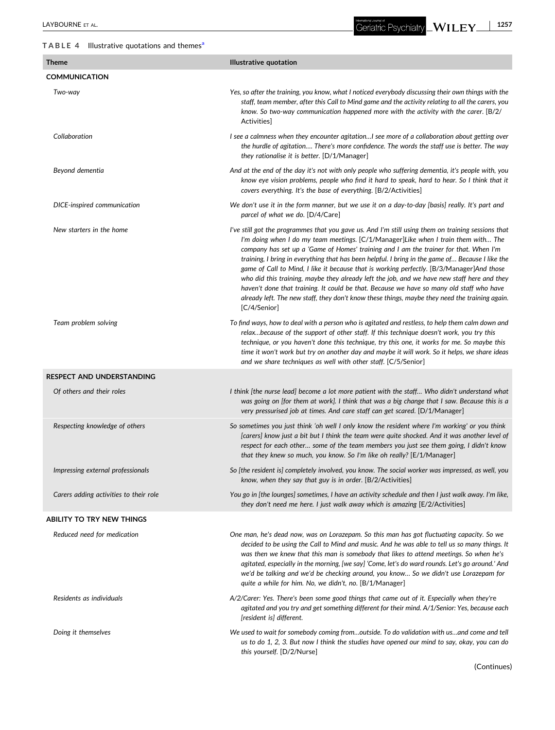**TABLE 4** Illustrative quotations and themes[a]

| Theme | Illustrative quotation |
|---|---|
| **COMMUNICATION** | |
| *Two-way* | *Yes, so after the training, you know, what I noticed everybody discussing their own things with the staff, team member, after this Call to Mind game and the activity relating to all the carers, you know. So two-way communication happened more with the activity with the carer.* [B/2/Activities] |
| *Collaboration* | *I see a calmness when they encounter agitation…I see more of a collaboration about getting over the hurdle of agitation…. There's more confidence. The words the staff use is better. The way they rationalise it is better.* [D/1/Manager] |
| *Beyond dementia* | *And at the end of the day it's not with only people who suffering dementia, it's people with, you know eye vision problems, people who find it hard to speak, hard to hear. So I think that it covers everything. It's the base of everything.* [B/2/Activities] |
| *DICE-inspired communication* | *We don't use it in the form manner, but we use it on a day-to-day [basis] really. It's part and parcel of what we do.* [D/4/Care] |
| *New starters in the home* | *I've still got the programmes that you gave us. And I'm still using them on training sessions that I'm doing when I do my team meetings.* [C/1/Manager]*Like when I train them with… The company has set up a 'Game of Homes' training and I am the trainer for that. When I'm training, I bring in everything that has been helpful. I bring in the game of… Because I like the game of Call to Mind, I like it because that is working perfectly.* [B/3/Manager]*And those who did this training, maybe they already left the job, and we have new staff here and they haven't done that training. It could be that. Because we have so many old staff who have already left. The new staff, they don't know these things, maybe they need the training again.* [C/4/Senior] |
| *Team problem solving* | *To find ways, how to deal with a person who is agitated and restless, to help them calm down and relax…because of the support of other staff. If this technique doesn't work, you try this technique, or you haven't done this technique, try this one, it works for me. So maybe this time it won't work but try on another day and maybe it will work. So it helps, we share ideas and we share techniques as well with other staff.* [C/5/Senior] |
| **RESPECT AND UNDERSTANDING** | |
| *Of others and their roles* | *I think [the nurse lead] become a lot more patient with the staff… Who didn't understand what was going on [for them at work]. I think that was a big change that I saw. Because this is a very pressurised job at times. And care staff can get scared.* [D/1/Manager] |
| *Respecting knowledge of others* | *So sometimes you just think 'oh well I only know the resident where I'm working' or you think [carers] know just a bit but I think the team were quite shocked. And it was another level of respect for each other… some of the team members you just see them going, I didn't know that they knew so much, you know. So I'm like oh really?* [E/1/Manager] |
| *Impressing external professionals* | *So [the resident is] completely involved, you know. The social worker was impressed, as well, you know, when they say that guy is in order.* [B/2/Activities] |
| *Carers adding activities to their role* | *You go in [the lounges] sometimes, I have an activity schedule and then I just walk away. I'm like, they don't need me here. I just walk away which is amazing* [E/2/Activities] |
| **ABILITY TO TRY NEW THINGS** | |
| *Reduced need for medication* | *One man, he's dead now, was on Lorazepam. So this man has got fluctuating capacity. So we decided to be using the Call to Mind and music. And he was able to tell us so many things. It was then we knew that this man is somebody that likes to attend meetings. So when he's agitated, especially in the morning, [we say] 'Come, let's do ward rounds. Let's go around.' And we'd be talking and we'd be checking around, you know… So we didn't use Lorazepam for quite a while for him. No, we didn't, no.* [B/1/Manager] |
| *Residents as individuals* | *A/2/Carer: Yes. There's been some good things that came out of it. Especially when they're agitated and you try and get something different for their mind. A/1/Senior: Yes, because each [resident is] different.* |
| *Doing it themselves* | *We used to wait for somebody coming from…outside. To do validation with us…and come and tell us to do 1, 2, 3. But now I think the studies have opened our mind to say, okay, you can do this yourself.* [D/2/Nurse] |

(Continues)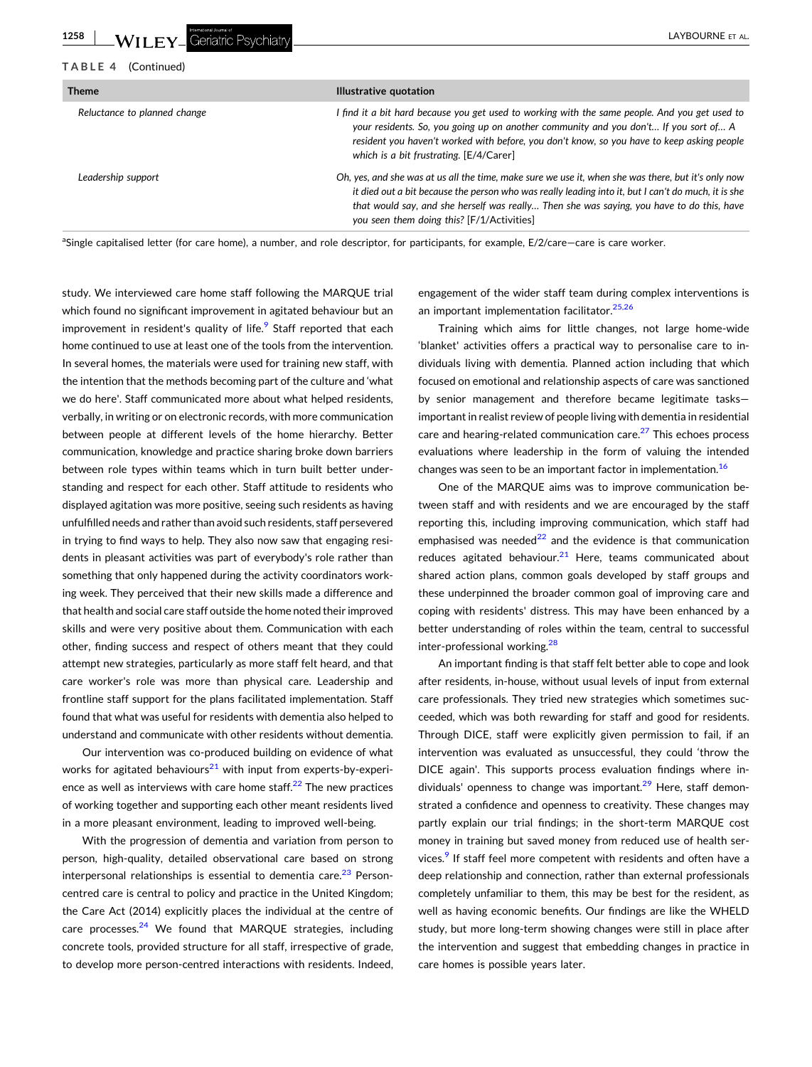**TABLE 4** (Continued)

| Theme | Illustrative quotation |
|---|---|
| *Reluctance to planned change* | *I find it a bit hard because you get used to working with the same people. And you get used to your residents. So, you going up on another community and you don't… If you sort of… A resident you haven't worked with before, you don't know, so you have to keep asking people which is a bit frustrating.* [E/4/Carer] |
| *Leadership support* | *Oh, yes, and she was at us all the time, make sure we use it, when she was there, but it's only now it died out a bit because the person who was really leading into it, but I can't do much, it is she that would say, and she herself was really… Then she was saying, you have to do this, have you seen them doing this?* [F/1/Activities] |

[a]Single capitalised letter (for care home), a number, and role descriptor, for participants, for example, E/2/care—care is care worker.

study. We interviewed care home staff following the MARQUE trial which found no significant improvement in agitated behaviour but an improvement in resident's quality of life.[9] Staff reported that each home continued to use at least one of the tools from the intervention. In several homes, the materials were used for training new staff, with the intention that the methods becoming part of the culture and 'what we do here'. Staff communicated more about what helped residents, verbally, in writing or on electronic records, with more communication between people at different levels of the home hierarchy. Better communication, knowledge and practice sharing broke down barriers between role types within teams which in turn built better understanding and respect for each other. Staff attitude to residents who displayed agitation was more positive, seeing such residents as having unfulfilled needs and rather than avoid such residents, staff persevered in trying to find ways to help. They also now saw that engaging residents in pleasant activities was part of everybody's role rather than something that only happened during the activity coordinators working week. They perceived that their new skills made a difference and that health and social care staff outside the home noted their improved skills and were very positive about them. Communication with each other, finding success and respect of others meant that they could attempt new strategies, particularly as more staff felt heard, and that care worker's role was more than physical care. Leadership and frontline staff support for the plans facilitated implementation. Staff found that what was useful for residents with dementia also helped to understand and communicate with other residents without dementia.

Our intervention was co-produced building on evidence of what works for agitated behaviours[21] with input from experts-by-experience as well as interviews with care home staff.[22] The new practices of working together and supporting each other meant residents lived in a more pleasant environment, leading to improved well-being.

With the progression of dementia and variation from person to person, high-quality, detailed observational care based on strong interpersonal relationships is essential to dementia care.[23] Person-centred care is central to policy and practice in the United Kingdom; the Care Act (2014) explicitly places the individual at the centre of care processes.[24] We found that MARQUE strategies, including concrete tools, provided structure for all staff, irrespective of grade, to develop more person-centred interactions with residents. Indeed, engagement of the wider staff team during complex interventions is an important implementation facilitator.[25,26]

Training which aims for little changes, not large home-wide 'blanket' activities offers a practical way to personalise care to individuals living with dementia. Planned action including that which focused on emotional and relationship aspects of care was sanctioned by senior management and therefore became legitimate tasks—important in realist review of people living with dementia in residential care and hearing-related communication care.[27] This echoes process evaluations where leadership in the form of valuing the intended changes was seen to be an important factor in implementation.[16]

One of the MARQUE aims was to improve communication between staff and with residents and we are encouraged by the staff reporting this, including improving communication, which staff had emphasised was needed[22] and the evidence is that communication reduces agitated behaviour.[21] Here, teams communicated about shared action plans, common goals developed by staff groups and these underpinned the broader common goal of improving care and coping with residents' distress. This may have been enhanced by a better understanding of roles within the team, central to successful inter-professional working.[28]

An important finding is that staff felt better able to cope and look after residents, in-house, without usual levels of input from external care professionals. They tried new strategies which sometimes succeeded, which was both rewarding for staff and good for residents. Through DICE, staff were explicitly given permission to fail, if an intervention was evaluated as unsuccessful, they could 'throw the DICE again'. This supports process evaluation findings where individuals' openness to change was important.[29] Here, staff demonstrated a confidence and openness to creativity. These changes may partly explain our trial findings; in the short-term MARQUE cost money in training but saved money from reduced use of health services.[9] If staff feel more competent with residents and often have a deep relationship and connection, rather than external professionals completely unfamiliar to them, this may be best for the resident, as well as having economic benefits. Our findings are like the WHELD study, but more long-term showing changes were still in place after the intervention and suggest that embedding changes in practice in care homes is possible years later.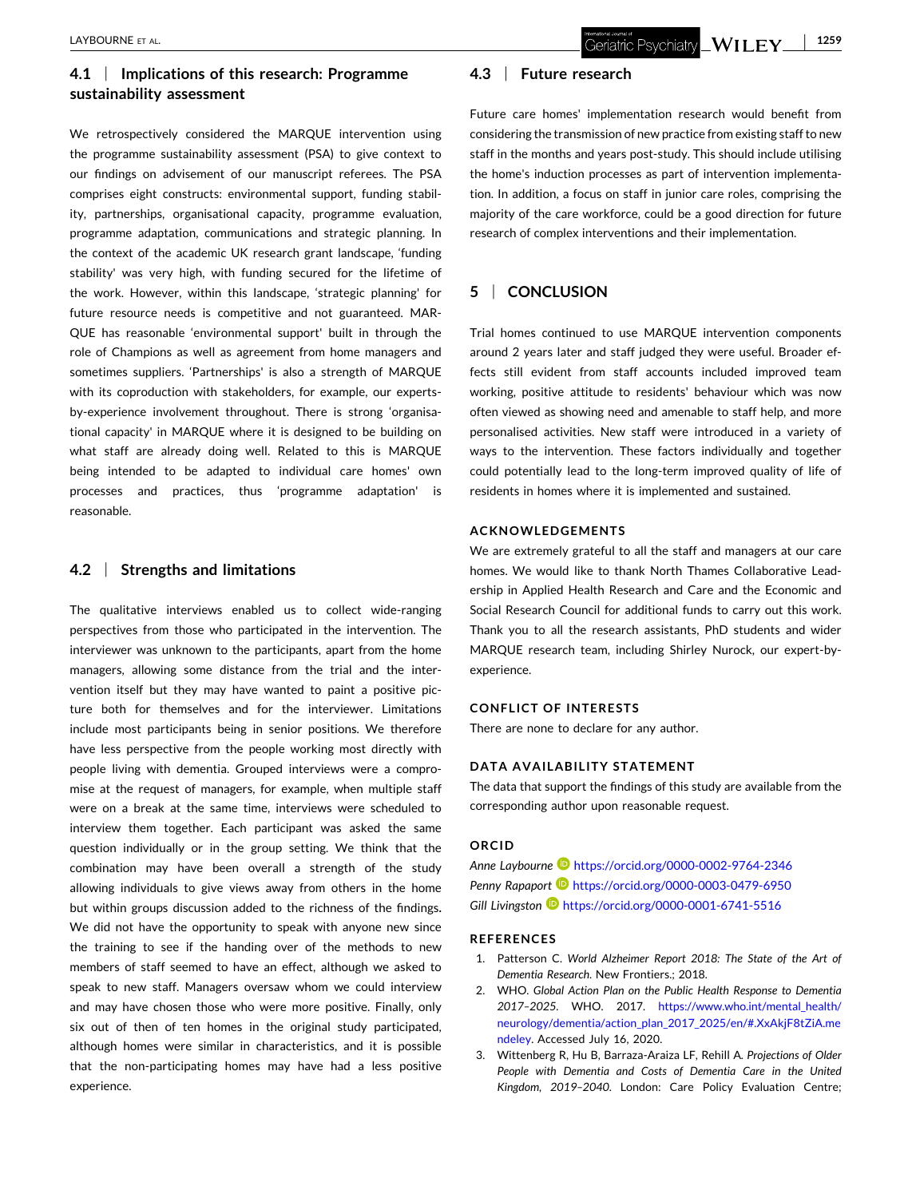### 4.1 | Implications of this research: Programme sustainability assessment

We retrospectively considered the MARQUE intervention using the programme sustainability assessment (PSA) to give context to our findings on advisement of our manuscript referees. The PSA comprises eight constructs: environmental support, funding stability, partnerships, organisational capacity, programme evaluation, programme adaptation, communications and strategic planning. In the context of the academic UK research grant landscape, 'funding stability' was very high, with funding secured for the lifetime of the work. However, within this landscape, 'strategic planning' for future resource needs is competitive and not guaranteed. MARQUE has reasonable 'environmental support' built in through the role of Champions as well as agreement from home managers and sometimes suppliers. 'Partnerships' is also a strength of MARQUE with its coproduction with stakeholders, for example, our experts-by-experience involvement throughout. There is strong 'organisational capacity' in MARQUE where it is designed to be building on what staff are already doing well. Related to this is MARQUE being intended to be adapted to individual care homes' own processes and practices, thus 'programme adaptation' is reasonable.

### 4.2 | Strengths and limitations

The qualitative interviews enabled us to collect wide-ranging perspectives from those who participated in the intervention. The interviewer was unknown to the participants, apart from the home managers, allowing some distance from the trial and the intervention itself but they may have wanted to paint a positive picture both for themselves and for the interviewer. Limitations include most participants being in senior positions. We therefore have less perspective from the people working most directly with people living with dementia. Grouped interviews were a compromise at the request of managers, for example, when multiple staff were on a break at the same time, interviews were scheduled to interview them together. Each participant was asked the same question individually or in the group setting. We think that the combination may have been overall a strength of the study allowing individuals to give views away from others in the home but within groups discussion added to the richness of the findings. We did not have the opportunity to speak with anyone new since the training to see if the handing over of the methods to new members of staff seemed to have an effect, although we asked to speak to new staff. Managers oversaw whom we could interview and may have chosen those who were more positive. Finally, only six out of then of ten homes in the original study participated, although homes were similar in characteristics, and it is possible that the non-participating homes may have had a less positive experience.

### 4.3 | Future research

Future care homes' implementation research would benefit from considering the transmission of new practice from existing staff to new staff in the months and years post-study. This should include utilising the home's induction processes as part of intervention implementation. In addition, a focus on staff in junior care roles, comprising the majority of the care workforce, could be a good direction for future research of complex interventions and their implementation.

## 5 | CONCLUSION

Trial homes continued to use MARQUE intervention components around 2 years later and staff judged they were useful. Broader effects still evident from staff accounts included improved team working, positive attitude to residents' behaviour which was now often viewed as showing need and amenable to staff help, and more personalised activities. New staff were introduced in a variety of ways to the intervention. These factors individually and together could potentially lead to the long-term improved quality of life of residents in homes where it is implemented and sustained.

#### ACKNOWLEDGEMENTS

We are extremely grateful to all the staff and managers at our care homes. We would like to thank North Thames Collaborative Leadership in Applied Health Research and Care and the Economic and Social Research Council for additional funds to carry out this work. Thank you to all the research assistants, PhD students and wider MARQUE research team, including Shirley Nurock, our expert-by-experience.

#### CONFLICT OF INTERESTS

There are none to declare for any author.

#### DATA AVAILABILITY STATEMENT

The data that support the findings of this study are available from the corresponding author upon reasonable request.

#### ORCID

*Anne Laybourne* https://orcid.org/0000-0002-9764-2346
*Penny Rapaport* https://orcid.org/0000-0003-0479-6950
*Gill Livingston* https://orcid.org/0000-0001-6741-5516

#### REFERENCES

1. Patterson C. *World Alzheimer Report 2018: The State of the Art of Dementia Research*. New Frontiers.; 2018.
2. WHO. *Global Action Plan on the Public Health Response to Dementia 2017–2025*. WHO. 2017. https://www.who.int/mental_health/neurology/dementia/action_plan_2017_2025/en/#.XxAkjF8tZiA.mendeley. Accessed July 16, 2020.
3. Wittenberg R, Hu B, Barraza-Araiza LF, Rehill A. *Projections of Older People with Dementia and Costs of Dementia Care in the United Kingdom, 2019–2040*. London: Care Policy Evaluation Centre;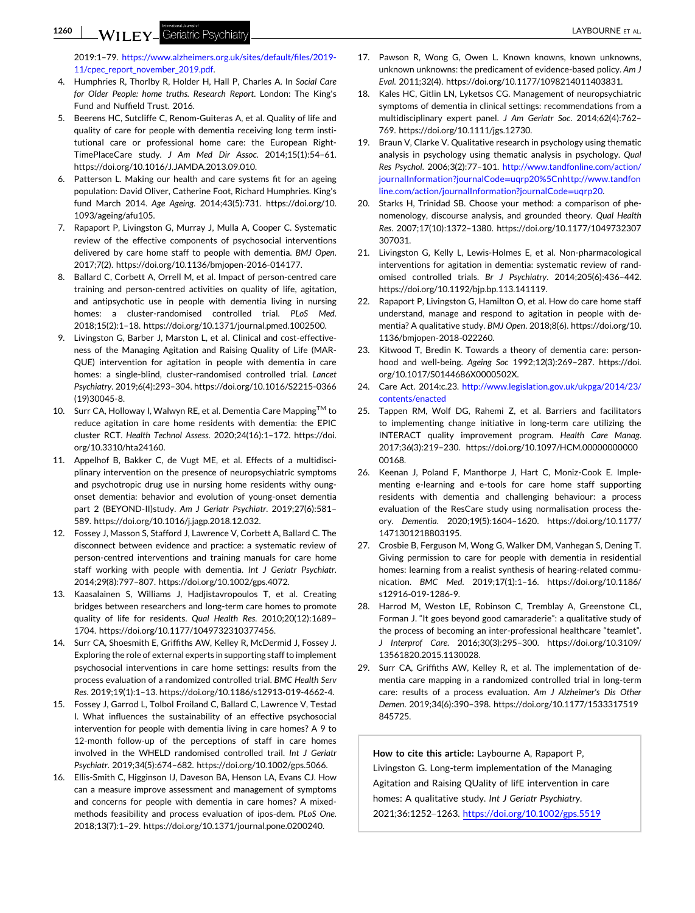2019:1–79. https://www.alzheimers.org.uk/sites/default/files/2019-11/cpec_report_november_2019.pdf.

4. Humphries R, Thorlby R, Holder H, Hall P, Charles A. In *Social Care for Older People: home truths. Research Report*. London: The King's Fund and Nuffield Trust. 2016.
5. Beerens HC, Sutcliffe C, Renom-Guiteras A, et al. Quality of life and quality of care for people with dementia receiving long term institutional care or professional home care: the European RightTimePlaceCare study. *J Am Med Dir Assoc*. 2014;15(1):54–61. https://doi.org/10.1016/J.JAMDA.2013.09.010.
6. Patterson L. Making our health and care systems fit for an ageing population: David Oliver, Catherine Foot, Richard Humphries. King's fund March 2014. *Age Ageing*. 2014;43(5):731. https://doi.org/10.1093/ageing/afu105.
7. Rapaport P, Livingston G, Murray J, Mulla A, Cooper C. Systematic review of the effective components of psychosocial interventions delivered by care home staff to people with dementia. *BMJ Open*. 2017;7(2). https://doi.org/10.1136/bmjopen-2016-014177.
8. Ballard C, Corbett A, Orrell M, et al. Impact of person-centred care training and person-centred activities on quality of life, agitation, and antipsychotic use in people with dementia living in nursing homes: a cluster-randomised controlled trial. *PLoS Med*. 2018;15(2):1–18. https://doi.org/10.1371/journal.pmed.1002500.
9. Livingston G, Barber J, Marston L, et al. Clinical and cost-effectiveness of the Managing Agitation and Raising Quality of Life (MARQUE) intervention for agitation in people with dementia in care homes: a single-blind, cluster-randomised controlled trial. *Lancet Psychiatry*. 2019;6(4):293–304. https://doi.org/10.1016/S2215-0366(19)30045-8.
10. Surr CA, Holloway I, Walwyn RE, et al. Dementia Care Mapping™ to reduce agitation in care home residents with dementia: the EPIC cluster RCT. *Health Technol Assess*. 2020;24(16):1–172. https://doi.org/10.3310/hta24160.
11. Appelhof B, Bakker C, de Vugt ME, et al. Effects of a multidisciplinary intervention on the presence of neuropsychiatric symptoms and psychotropic drug use in nursing home residents withy oung-onset dementia: behavior and evolution of young-onset dementia part 2 (BEYOND-II)study. *Am J Geriatr Psychiatr*. 2019;27(6):581–589. https://doi.org/10.1016/j.jagp.2018.12.032.
12. Fossey J, Masson S, Stafford J, Lawrence V, Corbett A, Ballard C. The disconnect between evidence and practice: a systematic review of person-centred interventions and training manuals for care home staff working with people with dementia. *Int J Geriatr Psychiatr*. 2014;29(8):797–807. https://doi.org/10.1002/gps.4072.
13. Kaasalainen S, Williams J, Hadjistavropoulos T, et al. Creating bridges between researchers and long-term care homes to promote quality of life for residents. *Qual Health Res*. 2010;20(12):1689–1704. https://doi.org/10.1177/1049732310377456.
14. Surr CA, Shoesmith E, Griffiths AW, Kelley R, McDermid J, Fossey J. Exploring the role of external experts in supporting staff to implement psychosocial interventions in care home settings: results from the process evaluation of a randomized controlled trial. *BMC Health Serv Res*. 2019;19(1):1–13. https://doi.org/10.1186/s12913-019-4662-4.
15. Fossey J, Garrod L, Tolbol Froiland C, Ballard C, Lawrence V, Testad I. What influences the sustainability of an effective psychosocial intervention for people with dementia living in care homes? A 9 to 12-month follow-up of the perceptions of staff in care homes involved in the WHELD randomised controlled trail. *Int J Geriatr Psychiatr*. 2019;34(5):674–682. https://doi.org/10.1002/gps.5066.
16. Ellis-Smith C, Higginson IJ, Daveson BA, Henson LA, Evans CJ. How can a measure improve assessment and management of symptoms and concerns for people with dementia in care homes? A mixed-methods feasibility and process evaluation of ipos-dem. *PLoS One*. 2018;13(7):1–29. https://doi.org/10.1371/journal.pone.0200240.
17. Pawson R, Wong G, Owen L. Known knowns, known unknowns, unknown unknowns: the predicament of evidence-based policy. *Am J Eval*. 2011;32(4). https://doi.org/10.1177/1098214011403831.
18. Kales HC, Gitlin LN, Lyketsos CG. Management of neuropsychiatric symptoms of dementia in clinical settings: recommendations from a multidisciplinary expert panel. *J Am Geriatr Soc*. 2014;62(4):762–769. https://doi.org/10.1111/jgs.12730.
19. Braun V, Clarke V. Qualitative research in psychology using thematic analysis in psychology. *Qual Res Psychol*. 2006;3(2):77–101. http://www.tandfonline.com/action/journalInformation?journalCode=uqrp20%5Cnhttp://www.tandfonline.com/action/journalInformation?journalCode=uqrp20.
20. Starks H, Trinidad SB. Choose your method: a comparison of phenomenology, discourse analysis, and grounded theory. *Qual Health Res*. 2007;17(10):1372–1380. https://doi.org/10.1177/1049732307307031.
21. Livingston G, Kelly L, Lewis-Holmes E, et al. Non-pharmacological interventions for agitation in dementia: systematic review of randomised controlled trials. *Br J Psychiatry*. 2014;205(6):436–442. https://doi.org/10.1192/bjp.bp.113.141119.
22. Rapaport P, Livingston G, Hamilton O, et al. How do care home staff understand, manage and respond to agitation in people with dementia? A qualitative study. *BMJ Open*. 2018;8(6). https://doi.org/10.1136/bmjopen-2018-022260.
23. Kitwood T, Bredin K. Towards a theory of dementia care: personhood and well-being. *Ageing Soc* 1992;12(3):269–287. https://doi.org/10.1017/S0144686X0000502X.
24. Care Act. 2014:c.23. http://www.legislation.gov.uk/ukpga/2014/23/contents/enacted
25. Tappen RM, Wolf DG, Rahemi Z, et al. Barriers and facilitators to implementing change initiative in long-term care utilizing the INTERACT quality improvement program. *Health Care Manag*. 2017;36(3):219–230. https://doi.org/10.1097/HCM.0000000000000168.
26. Keenan J, Poland F, Manthorpe J, Hart C, Moniz-Cook E. Implementing e-learning and e-tools for care home staff supporting residents with dementia and challenging behaviour: a process evaluation of the ResCare study using normalisation process theory. *Dementia*. 2020;19(5):1604–1620. https://doi.org/10.1177/1471301218803195.
27. Crosbie B, Ferguson M, Wong G, Walker DM, Vanhegan S, Dening T. Giving permission to care for people with dementia in residential homes: learning from a realist synthesis of hearing-related communication. *BMC Med*. 2019;17(1):1–16. https://doi.org/10.1186/s12916-019-1286-9.
28. Harrod M, Weston LE, Robinson C, Tremblay A, Greenstone CL, Forman J. "It goes beyond good camaraderie": a qualitative study of the process of becoming an inter-professional healthcare "teamlet". *J Interprof Care*. 2016;30(3):295–300. https://doi.org/10.3109/13561820.2015.1130028.
29. Surr CA, Griffiths AW, Kelley R, et al. The implementation of dementia care mapping in a randomized controlled trial in long-term care: results of a process evaluation. *Am J Alzheimer's Dis Other Demen*. 2019;34(6):390–398. https://doi.org/10.1177/1533317519845725.

**How to cite this article:** Laybourne A, Rapaport P, Livingston G. Long-term implementation of the Managing Agitation and Raising QUality of lifE intervention in care homes: A qualitative study. *Int J Geriatr Psychiatry*. 2021;36:1252–1263. https://doi.org/10.1002/gps.5519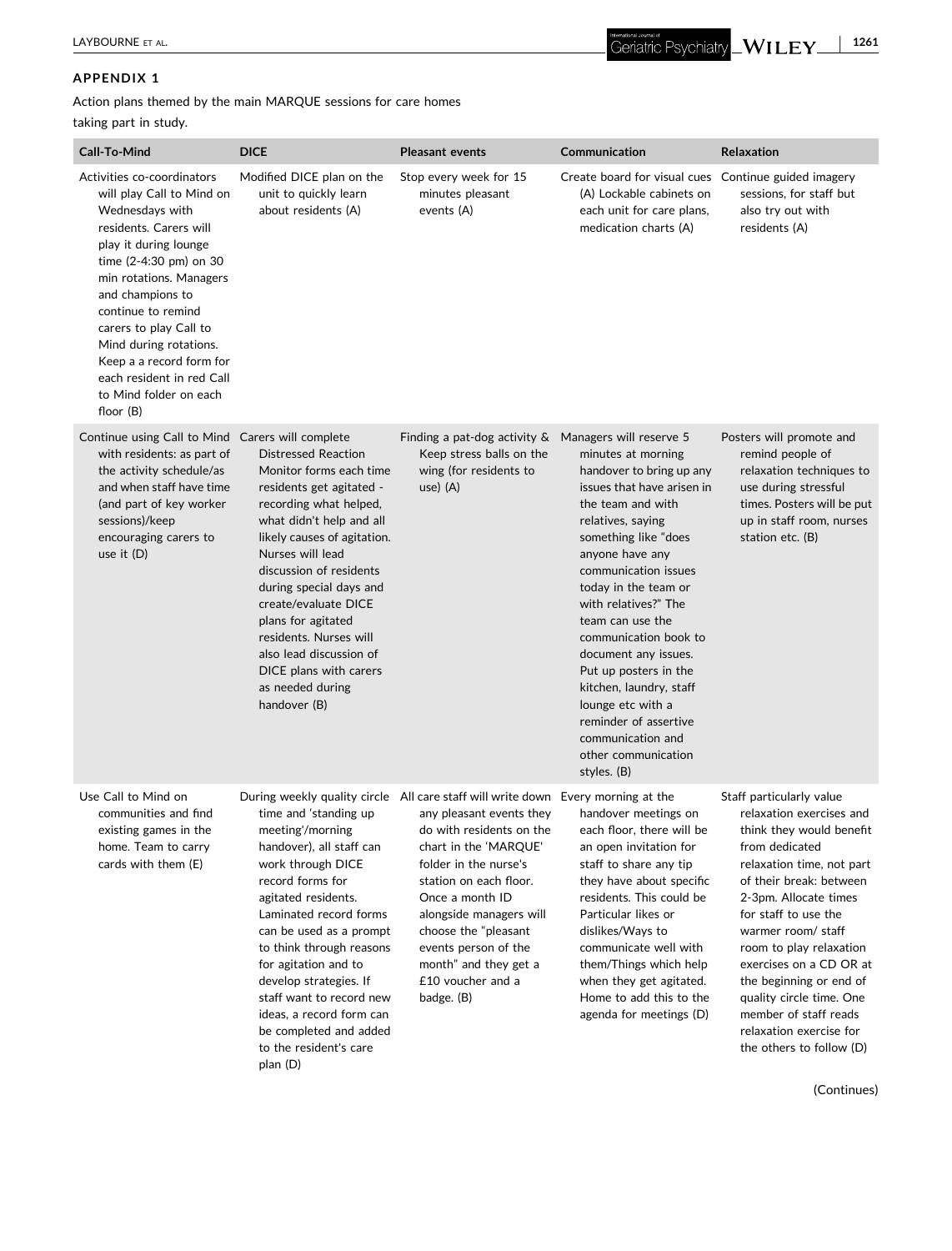## APPENDIX 1

Action plans themed by the main MARQUE sessions for care homes taking part in study.

| Call-To-Mind | DICE | Pleasant events | Communication | Relaxation |
|---|---|---|---|---|
| Activities co-coordinators will play Call to Mind on Wednesdays with residents. Carers will play it during lounge time (2-4:30 pm) on 30 min rotations. Managers and champions to continue to remind carers to play Call to Mind during rotations. Keep a a record form for each resident in red Call to Mind folder on each floor (B) | Modified DICE plan on the unit to quickly learn about residents (A) | Stop every week for 15 minutes pleasant events (A) | Create board for visual cues (A) Lockable cabinets on each unit for care plans, medication charts (A) | Continue guided imagery sessions, for staff but also try out with residents (A) |
| Continue using Call to Mind with residents: as part of the activity schedule/as and when staff have time (and part of key worker sessions)/keep encouraging carers to use it (D) | Carers will complete Distressed Reaction Monitor forms each time residents get agitated - recording what helped, what didn't help and all likely causes of agitation. Nurses will lead discussion of residents during special days and create/evaluate DICE plans for agitated residents. Nurses will also lead discussion of DICE plans with carers as needed during handover (B) | Finding a pat-dog activity & Keep stress balls on the wing (for residents to use) (A) | Managers will reserve 5 minutes at morning handover to bring up any issues that have arisen in the team and with relatives, saying something like "does anyone have any communication issues today in the team or with relatives?" The team can use the communication book to document any issues. Put up posters in the kitchen, laundry, staff lounge etc with a reminder of assertive communication and other communication styles. (B) | Posters will promote and remind people of relaxation techniques to use during stressful times. Posters will be put up in staff room, nurses station etc. (B) |
| Use Call to Mind on communities and find existing games in the home. Team to carry cards with them (E) | During weekly quality circle time and 'standing up meeting'/morning handover), all staff can work through DICE record forms for agitated residents. Laminated record forms can be used as a prompt to think through reasons for agitation and to develop strategies. If staff want to record new ideas, a record form can be completed and added to the resident's care plan (D) | All care staff will write down any pleasant events they do with residents on the chart in the 'MARQUE' folder in the nurse's station on each floor. Once a month ID alongside managers will choose the "pleasant events person of the month" and they get a £10 voucher and a badge. (B) | Every morning at the handover meetings on each floor, there will be an open invitation for staff to share any tip they have about specific residents. This could be Particular likes or dislikes/Ways to communicate well with them/Things which help when they get agitated. Home to add this to the agenda for meetings (D) | Staff particularly value relaxation exercises and think they would benefit from dedicated relaxation time, not part of their break: between 2-3pm. Allocate times for staff to use the warmer room/ staff room to play relaxation exercises on a CD OR at the beginning or end of quality circle time. One member of staff reads relaxation exercise for the others to follow (D) |

(Continues)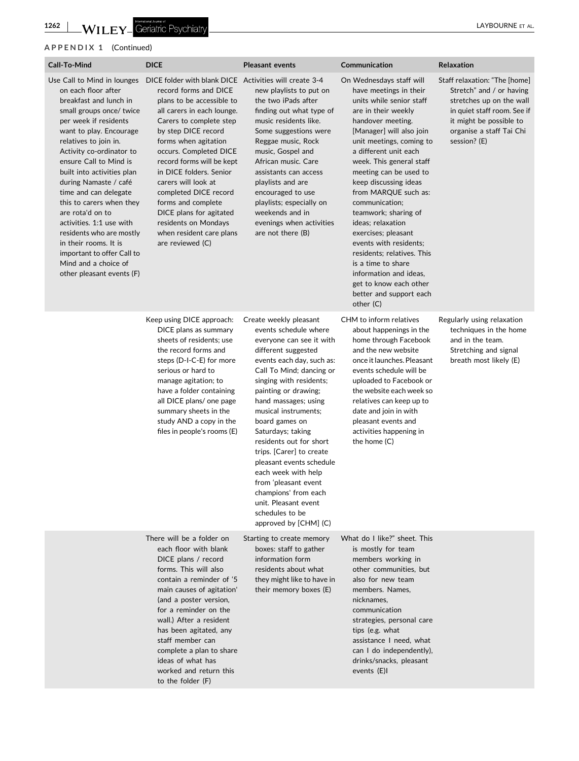**APPENDIX 1** (Continued)

| Call-To-Mind | DICE | Pleasant events | Communication | Relaxation |
|---|---|---|---|---|
| Use Call to Mind in lounges on each floor after breakfast and lunch in small groups once/ twice per week if residents want to play. Encourage relatives to join in. Activity co-ordinator to ensure Call to Mind is built into activities plan during Namaste / café time and can delegate this to carers when they are rota'd on to activities. 1:1 use with residents who are mostly in their rooms. It is important to offer Call to Mind and a choice of other pleasant events (F) | DICE folder with blank DICE record forms and DICE plans to be accessible to all carers in each lounge. Carers to complete step by step DICE record forms when agitation occurs. Completed DICE record forms will be kept in DICE folders. Senior carers will look at completed DICE record forms and complete DICE plans for agitated residents on Mondays when resident care plans are reviewed (C) | Activities will create 3-4 new playlists to put on the two iPads after finding out what type of music residents like. Some suggestions were Reggae music, Rock music, Gospel and African music. Care assistants can access playlists and are encouraged to use playlists; especially on weekends and in evenings when activities are not there (B) | On Wednesdays staff will have meetings in their units while senior staff are in their weekly handover meeting. [Manager] will also join unit meetings, coming to a different unit each week. This general staff meeting can be used to keep discussing ideas from MARQUE such as: communication; teamwork; sharing of ideas; relaxation exercises; pleasant events with residents; residents; relatives. This is a time to share information and ideas, get to know each other better and support each other (C) | Staff relaxation: "The [home] Stretch" and / or having stretches up on the wall in quiet staff room. See if it might be possible to organise a staff Tai Chi session? (E) |
| | Keep using DICE approach: DICE plans as summary sheets of residents; use the record forms and steps (D-I-C-E) for more serious or hard to manage agitation; to have a folder containing all DICE plans/ one page summary sheets in the study AND a copy in the files in people's rooms (E) | Create weekly pleasant events schedule where everyone can see it with different suggested events each day, such as: Call To Mind; dancing or singing with residents; painting or drawing; hand massages; using musical instruments; board games on Saturdays; taking residents out for short trips. [Carer] to create pleasant events schedule each week with help from 'pleasant event champions' from each unit. Pleasant event schedules to be approved by [CHM] (C) | CHM to inform relatives about happenings in the home through Facebook and the new website once it launches. Pleasant events schedule will be uploaded to Facebook or the website each week so relatives can keep up to date and join in with pleasant events and activities happening in the home (C) | Regularly using relaxation techniques in the home and in the team. Stretching and signal breath most likely (E) |
| | There will be a folder on each floor with blank DICE plans / record forms. This will also contain a reminder of '5 main causes of agitation' (and a poster version, for a reminder on the wall.) After a resident has been agitated, any staff member can complete a plan to share ideas of what has worked and return this to the folder (F) | Starting to create memory boxes: staff to gather information form residents about what they might like to have in their memory boxes (E) | What do I like?" sheet. This is mostly for team members working in other communities, but also for new team members. Names, nicknames, communication strategies, personal care tips (e.g. what assistance I need, what can I do independently), drinks/snacks, pleasant events (E)I | |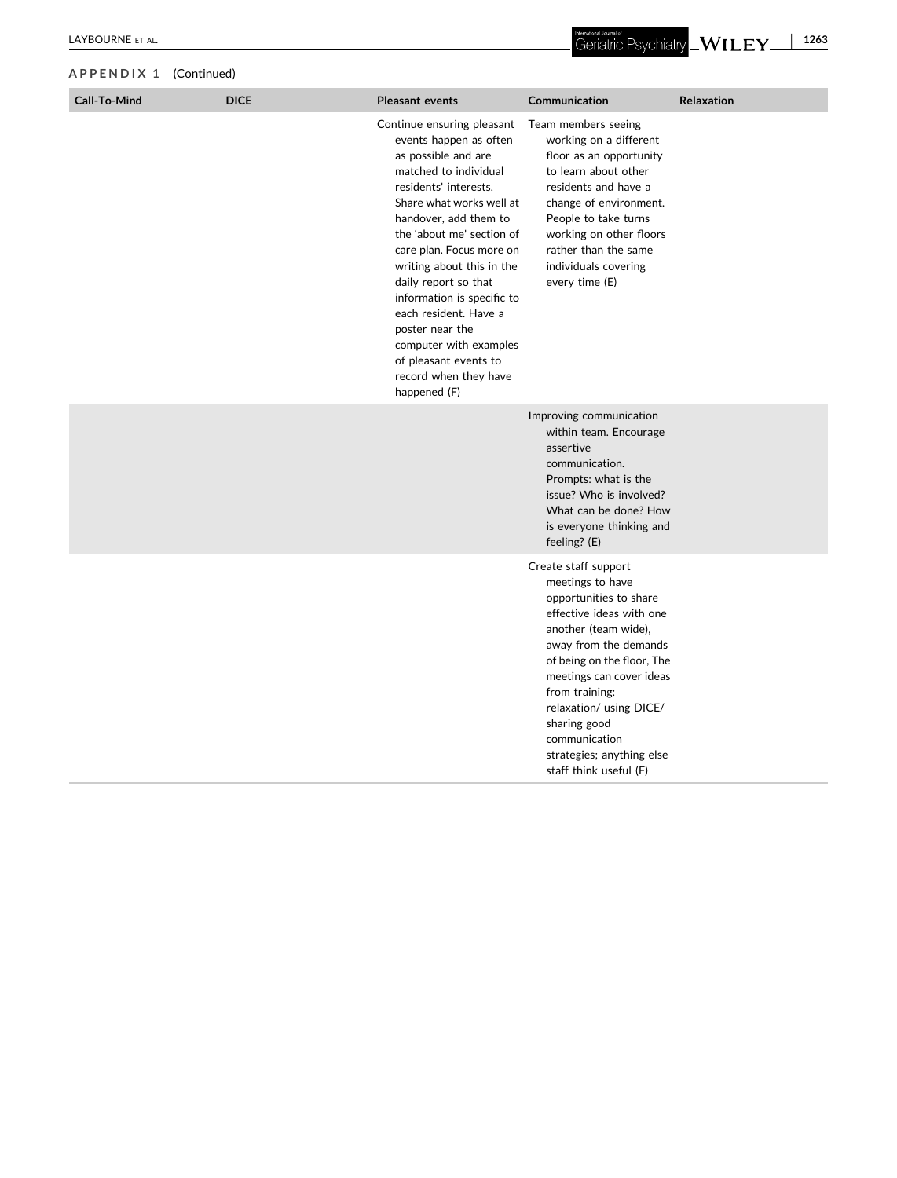**APPENDIX 1** (Continued)

| Call-To-Mind | DICE | Pleasant events | Communication | Relaxation |
|---|---|---|---|---|
| | | Continue ensuring pleasant events happen as often as possible and are matched to individual residents' interests. Share what works well at handover, add them to the 'about me' section of care plan. Focus more on writing about this in the daily report so that information is specific to each resident. Have a poster near the computer with examples of pleasant events to record when they have happened (F) | Team members seeing working on a different floor as an opportunity to learn about other residents and have a change of environment. People to take turns working on other floors rather than the same individuals covering every time (E) | |
| | | | Improving communication within team. Encourage assertive communication. Prompts: what is the issue? Who is involved? What can be done? How is everyone thinking and feeling? (E) | |
| | | | Create staff support meetings to have opportunities to share effective ideas with one another (team wide), away from the demands of being on the floor, The meetings can cover ideas from training: relaxation/ using DICE/ sharing good communication strategies; anything else staff think useful (F) | |